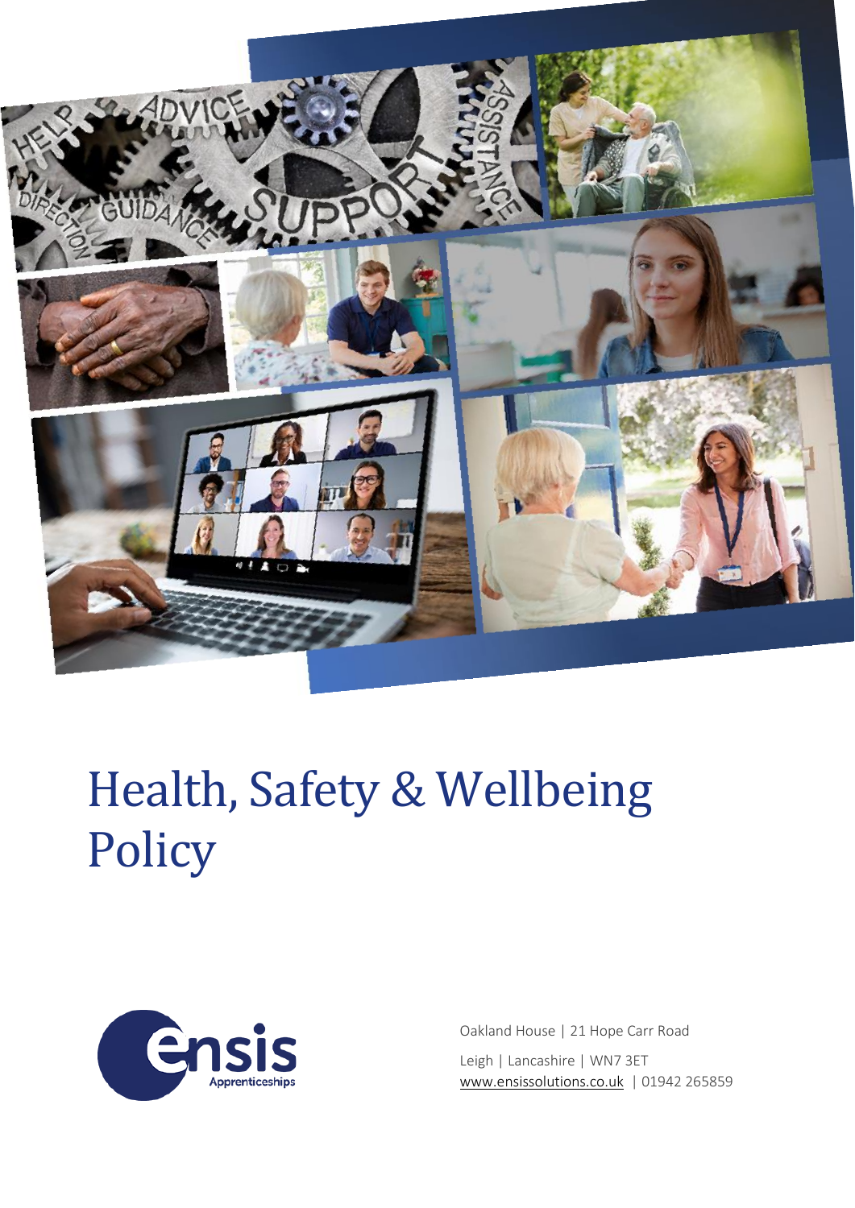# Health, Safety & Wellbeing Policy

Oakland House | 21 Hope Carr Road

Leigh | Lancashire | WN7 3ET

www.ensissolutions.co.uk | 01942 265859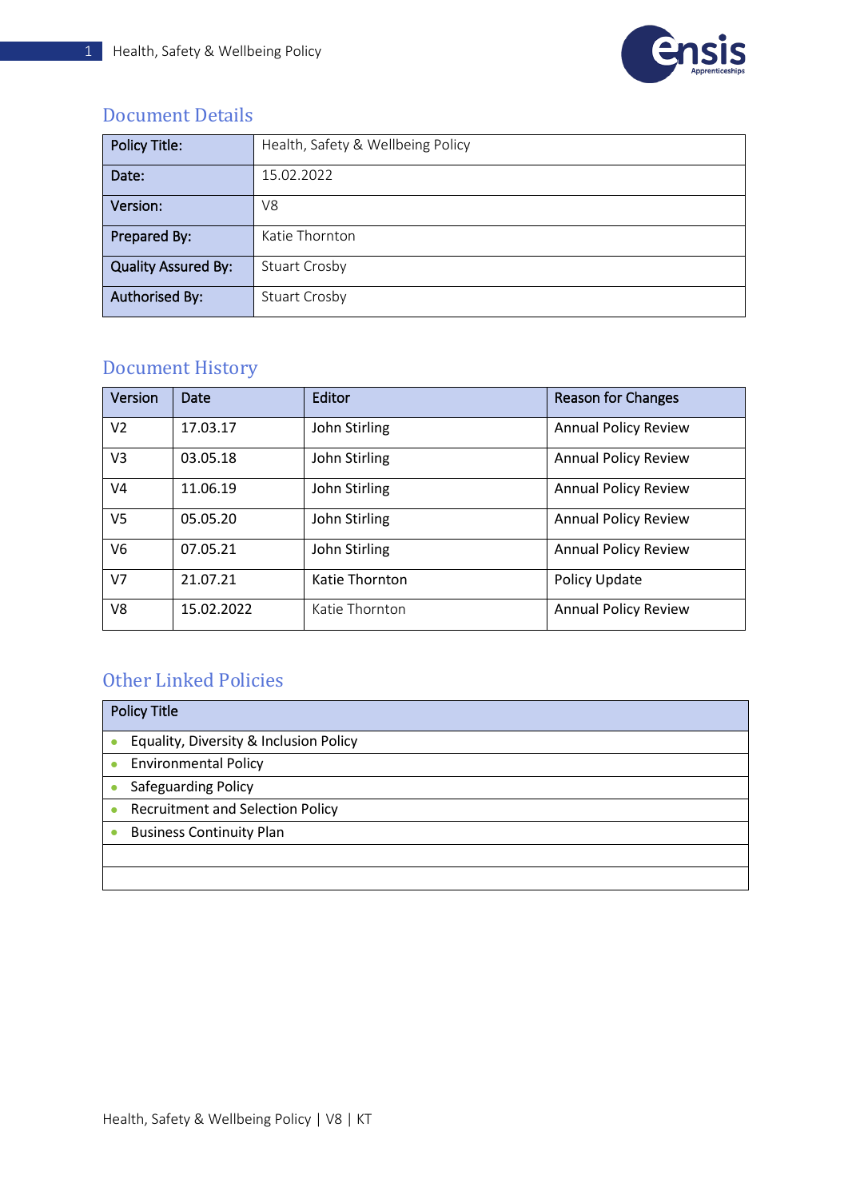## Document Details

| | |
|---|---|
| **Policy Title:** | Health, Safety & Wellbeing Policy |
| **Date:** | 15.02.2022 |
| **Version:** | V8 |
| **Prepared By:** | Katie Thornton |
| **Quality Assured By:** | Stuart Crosby |
| **Authorised By:** | Stuart Crosby |

## Document History

| Version | Date | Editor | Reason for Changes |
|---|---|---|---|
| V2 | 17.03.17 | John Stirling | Annual Policy Review |
| V3 | 03.05.18 | John Stirling | Annual Policy Review |
| V4 | 11.06.19 | John Stirling | Annual Policy Review |
| V5 | 05.05.20 | John Stirling | Annual Policy Review |
| V6 | 07.05.21 | John Stirling | Annual Policy Review |
| V7 | 21.07.21 | Katie Thornton | Policy Update |
| V8 | 15.02.2022 | Katie Thornton | Annual Policy Review |

## Other Linked Policies

| Policy Title |
|---|
| • Equality, Diversity & Inclusion Policy |
| • Environmental Policy |
| • Safeguarding Policy |
| • Recruitment and Selection Policy |
| • Business Continuity Plan |
| |
| |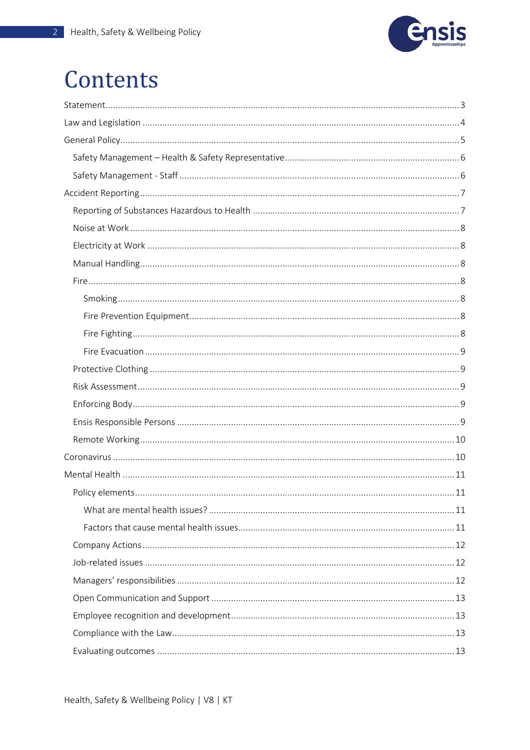# Contents

- Statement ........ 3
- Law and Legislation ........ 4
- General Policy ........ 5
  - Safety Management – Health & Safety Representative ........ 6
  - Safety Management - Staff ........ 6
- Accident Reporting ........ 7
  - Reporting of Substances Hazardous to Health ........ 7
  - Noise at Work ........ 8
  - Electricity at Work ........ 8
  - Manual Handling ........ 8
  - Fire ........ 8
    - Smoking ........ 8
    - Fire Prevention Equipment ........ 8
    - Fire Fighting ........ 8
    - Fire Evacuation ........ 9
  - Protective Clothing ........ 9
  - Risk Assessment ........ 9
  - Enforcing Body ........ 9
  - Ensis Responsible Persons ........ 9
  - Remote Working ........ 10
- Coronavirus ........ 10
- Mental Health ........ 11
  - Policy elements ........ 11
    - What are mental health issues? ........ 11
    - Factors that cause mental health issues ........ 11
  - Company Actions ........ 12
  - Job-related issues ........ 12
  - Managers' responsibilities ........ 12
  - Open Communication and Support ........ 13
  - Employee recognition and development ........ 13
  - Compliance with the Law ........ 13
  - Evaluating outcomes ........ 13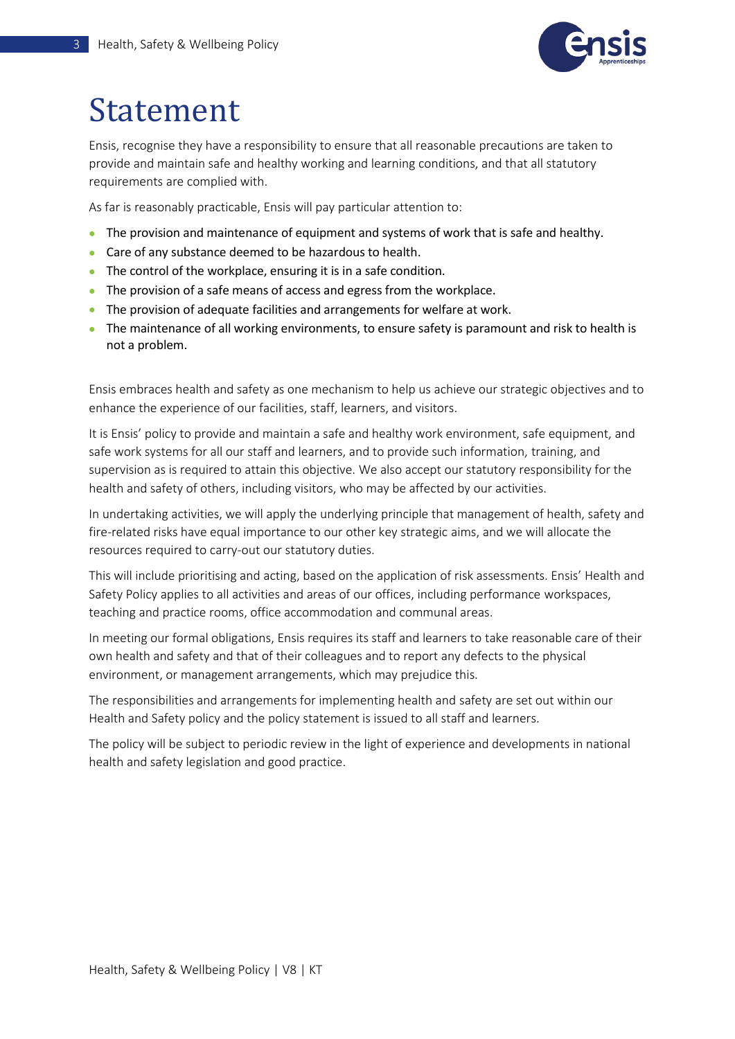# Statement

Ensis, recognise they have a responsibility to ensure that all reasonable precautions are taken to provide and maintain safe and healthy working and learning conditions, and that all statutory requirements are complied with.

As far is reasonably practicable, Ensis will pay particular attention to:

- The provision and maintenance of equipment and systems of work that is safe and healthy.
- Care of any substance deemed to be hazardous to health.
- The control of the workplace, ensuring it is in a safe condition.
- The provision of a safe means of access and egress from the workplace.
- The provision of adequate facilities and arrangements for welfare at work.
- The maintenance of all working environments, to ensure safety is paramount and risk to health is not a problem.

Ensis embraces health and safety as one mechanism to help us achieve our strategic objectives and to enhance the experience of our facilities, staff, learners, and visitors.

It is Ensis' policy to provide and maintain a safe and healthy work environment, safe equipment, and safe work systems for all our staff and learners, and to provide such information, training, and supervision as is required to attain this objective. We also accept our statutory responsibility for the health and safety of others, including visitors, who may be affected by our activities.

In undertaking activities, we will apply the underlying principle that management of health, safety and fire-related risks have equal importance to our other key strategic aims, and we will allocate the resources required to carry-out our statutory duties.

This will include prioritising and acting, based on the application of risk assessments. Ensis' Health and Safety Policy applies to all activities and areas of our offices, including performance workspaces, teaching and practice rooms, office accommodation and communal areas.

In meeting our formal obligations, Ensis requires its staff and learners to take reasonable care of their own health and safety and that of their colleagues and to report any defects to the physical environment, or management arrangements, which may prejudice this.

The responsibilities and arrangements for implementing health and safety are set out within our Health and Safety policy and the policy statement is issued to all staff and learners.

The policy will be subject to periodic review in the light of experience and developments in national health and safety legislation and good practice.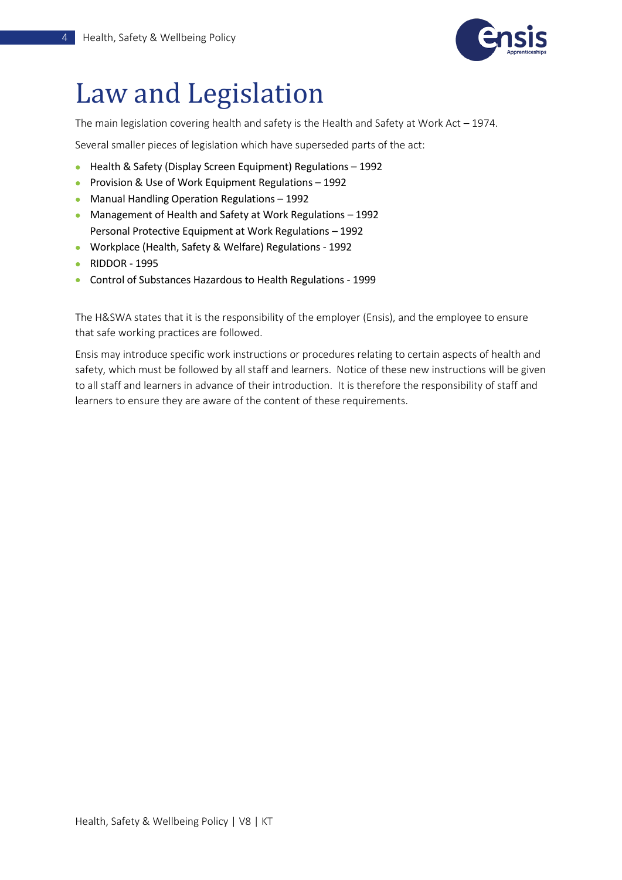# Law and Legislation

The main legislation covering health and safety is the Health and Safety at Work Act – 1974.

Several smaller pieces of legislation which have superseded parts of the act:

- Health & Safety (Display Screen Equipment) Regulations – 1992
- Provision & Use of Work Equipment Regulations – 1992
- Manual Handling Operation Regulations – 1992
- Management of Health and Safety at Work Regulations – 1992
  Personal Protective Equipment at Work Regulations – 1992
- Workplace (Health, Safety & Welfare) Regulations - 1992
- RIDDOR - 1995
- Control of Substances Hazardous to Health Regulations - 1999

The H&SWA states that it is the responsibility of the employer (Ensis), and the employee to ensure that safe working practices are followed.

Ensis may introduce specific work instructions or procedures relating to certain aspects of health and safety, which must be followed by all staff and learners. Notice of these new instructions will be given to all staff and learners in advance of their introduction. It is therefore the responsibility of staff and learners to ensure they are aware of the content of these requirements.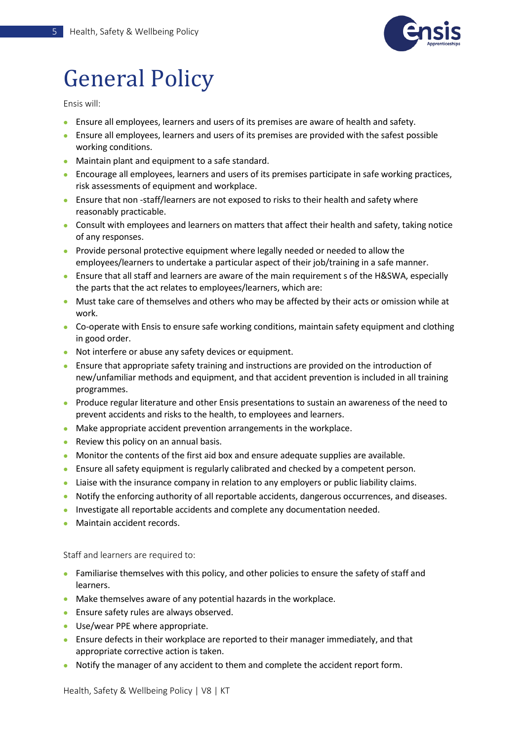# General Policy

Ensis will:

- Ensure all employees, learners and users of its premises are aware of health and safety.
- Ensure all employees, learners and users of its premises are provided with the safest possible working conditions.
- Maintain plant and equipment to a safe standard.
- Encourage all employees, learners and users of its premises participate in safe working practices, risk assessments of equipment and workplace.
- Ensure that non -staff/learners are not exposed to risks to their health and safety where reasonably practicable.
- Consult with employees and learners on matters that affect their health and safety, taking notice of any responses.
- Provide personal protective equipment where legally needed or needed to allow the employees/learners to undertake a particular aspect of their job/training in a safe manner.
- Ensure that all staff and learners are aware of the main requirement s of the H&SWA, especially the parts that the act relates to employees/learners, which are:
- Must take care of themselves and others who may be affected by their acts or omission while at work.
- Co-operate with Ensis to ensure safe working conditions, maintain safety equipment and clothing in good order.
- Not interfere or abuse any safety devices or equipment.
- Ensure that appropriate safety training and instructions are provided on the introduction of new/unfamiliar methods and equipment, and that accident prevention is included in all training programmes.
- Produce regular literature and other Ensis presentations to sustain an awareness of the need to prevent accidents and risks to the health, to employees and learners.
- Make appropriate accident prevention arrangements in the workplace.
- Review this policy on an annual basis.
- Monitor the contents of the first aid box and ensure adequate supplies are available.
- Ensure all safety equipment is regularly calibrated and checked by a competent person.
- Liaise with the insurance company in relation to any employers or public liability claims.
- Notify the enforcing authority of all reportable accidents, dangerous occurrences, and diseases.
- Investigate all reportable accidents and complete any documentation needed.
- Maintain accident records.

Staff and learners are required to:

- Familiarise themselves with this policy, and other policies to ensure the safety of staff and learners.
- Make themselves aware of any potential hazards in the workplace.
- Ensure safety rules are always observed.
- Use/wear PPE where appropriate.
- Ensure defects in their workplace are reported to their manager immediately, and that appropriate corrective action is taken.
- Notify the manager of any accident to them and complete the accident report form.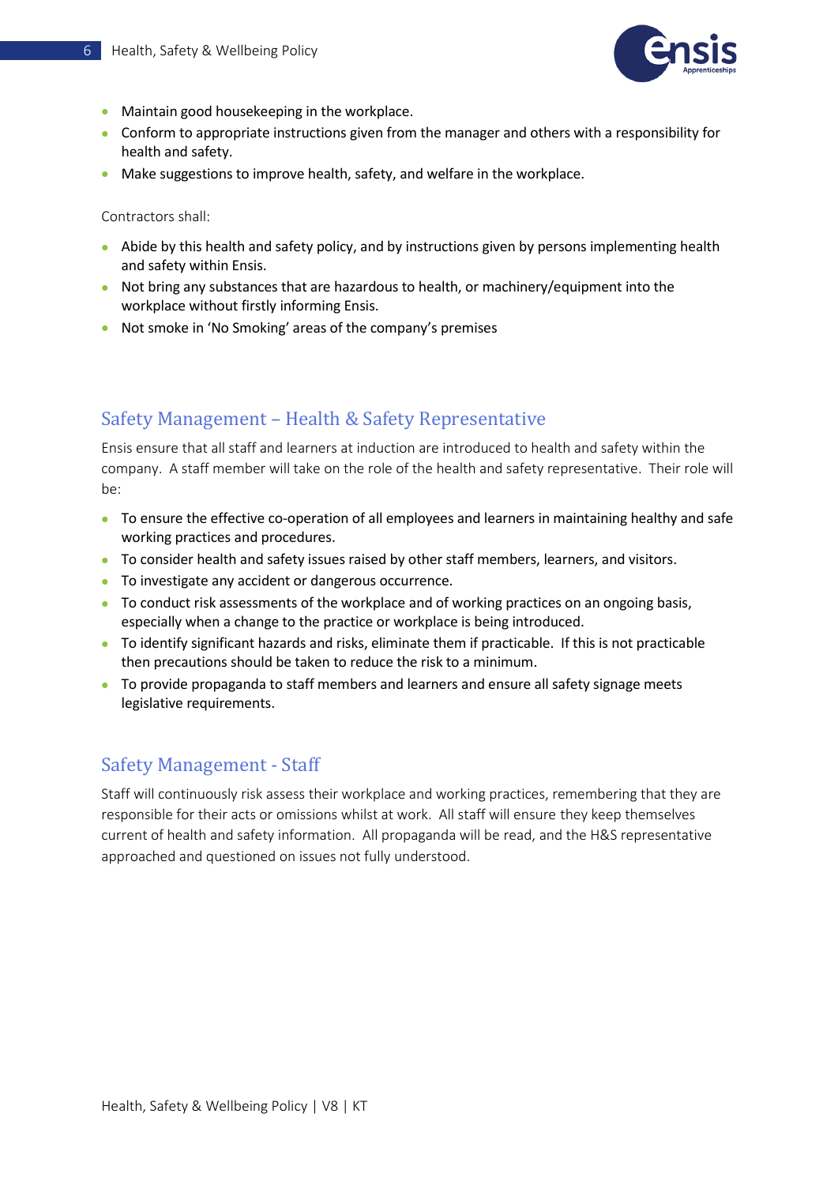- Maintain good housekeeping in the workplace.
- Conform to appropriate instructions given from the manager and others with a responsibility for health and safety.
- Make suggestions to improve health, safety, and welfare in the workplace.

Contractors shall:

- Abide by this health and safety policy, and by instructions given by persons implementing health and safety within Ensis.
- Not bring any substances that are hazardous to health, or machinery/equipment into the workplace without firstly informing Ensis.
- Not smoke in 'No Smoking' areas of the company's premises

## Safety Management – Health & Safety Representative

Ensis ensure that all staff and learners at induction are introduced to health and safety within the company. A staff member will take on the role of the health and safety representative. Their role will be:

- To ensure the effective co-operation of all employees and learners in maintaining healthy and safe working practices and procedures.
- To consider health and safety issues raised by other staff members, learners, and visitors.
- To investigate any accident or dangerous occurrence.
- To conduct risk assessments of the workplace and of working practices on an ongoing basis, especially when a change to the practice or workplace is being introduced.
- To identify significant hazards and risks, eliminate them if practicable. If this is not practicable then precautions should be taken to reduce the risk to a minimum.
- To provide propaganda to staff members and learners and ensure all safety signage meets legislative requirements.

## Safety Management - Staff

Staff will continuously risk assess their workplace and working practices, remembering that they are responsible for their acts or omissions whilst at work. All staff will ensure they keep themselves current of health and safety information. All propaganda will be read, and the H&S representative approached and questioned on issues not fully understood.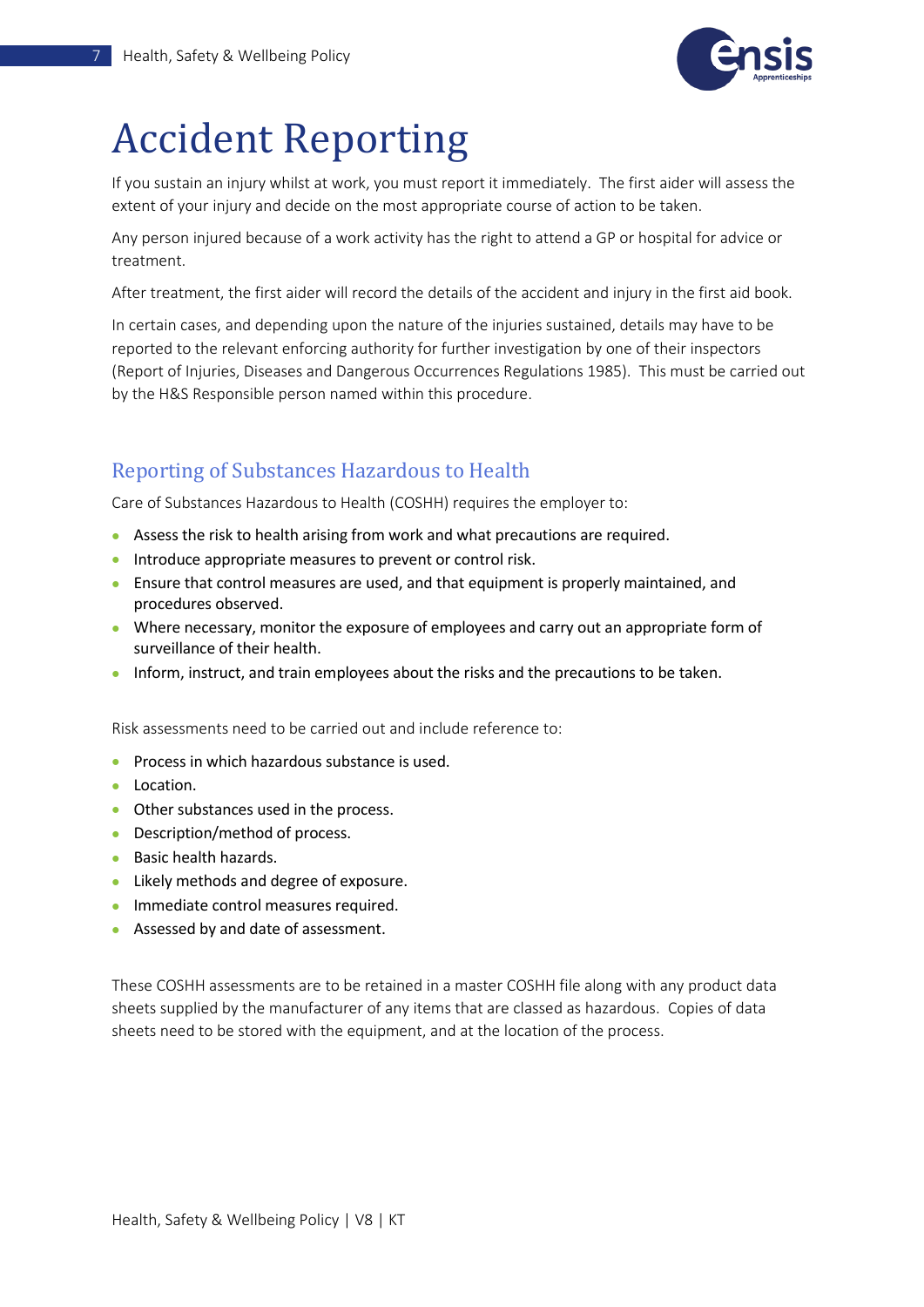# Accident Reporting

If you sustain an injury whilst at work, you must report it immediately. The first aider will assess the extent of your injury and decide on the most appropriate course of action to be taken.

Any person injured because of a work activity has the right to attend a GP or hospital for advice or treatment.

After treatment, the first aider will record the details of the accident and injury in the first aid book.

In certain cases, and depending upon the nature of the injuries sustained, details may have to be reported to the relevant enforcing authority for further investigation by one of their inspectors (Report of Injuries, Diseases and Dangerous Occurrences Regulations 1985). This must be carried out by the H&S Responsible person named within this procedure.

## Reporting of Substances Hazardous to Health

Care of Substances Hazardous to Health (COSHH) requires the employer to:

- Assess the risk to health arising from work and what precautions are required.
- Introduce appropriate measures to prevent or control risk.
- Ensure that control measures are used, and that equipment is properly maintained, and procedures observed.
- Where necessary, monitor the exposure of employees and carry out an appropriate form of surveillance of their health.
- Inform, instruct, and train employees about the risks and the precautions to be taken.

Risk assessments need to be carried out and include reference to:

- Process in which hazardous substance is used.
- Location.
- Other substances used in the process.
- Description/method of process.
- Basic health hazards.
- Likely methods and degree of exposure.
- Immediate control measures required.
- Assessed by and date of assessment.

These COSHH assessments are to be retained in a master COSHH file along with any product data sheets supplied by the manufacturer of any items that are classed as hazardous. Copies of data sheets need to be stored with the equipment, and at the location of the process.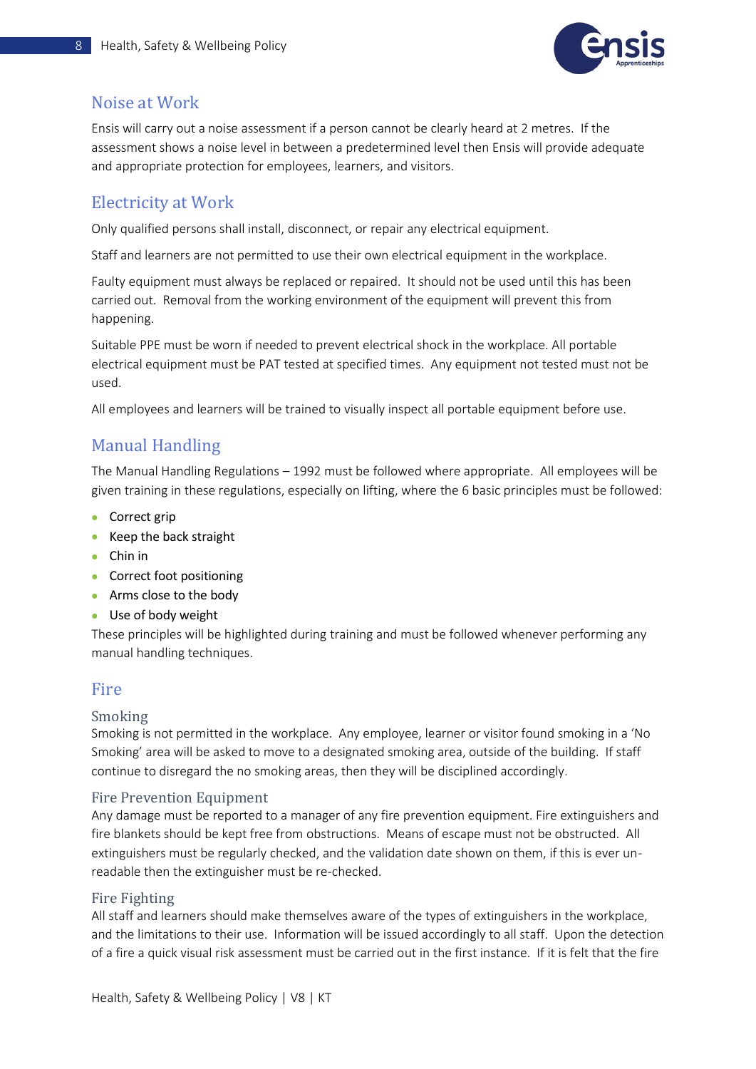## Noise at Work

Ensis will carry out a noise assessment if a person cannot be clearly heard at 2 metres. If the assessment shows a noise level in between a predetermined level then Ensis will provide adequate and appropriate protection for employees, learners, and visitors.

## Electricity at Work

Only qualified persons shall install, disconnect, or repair any electrical equipment.

Staff and learners are not permitted to use their own electrical equipment in the workplace.

Faulty equipment must always be replaced or repaired. It should not be used until this has been carried out. Removal from the working environment of the equipment will prevent this from happening.

Suitable PPE must be worn if needed to prevent electrical shock in the workplace. All portable electrical equipment must be PAT tested at specified times. Any equipment not tested must not be used.

All employees and learners will be trained to visually inspect all portable equipment before use.

## Manual Handling

The Manual Handling Regulations – 1992 must be followed where appropriate. All employees will be given training in these regulations, especially on lifting, where the 6 basic principles must be followed:

- Correct grip
- Keep the back straight
- Chin in
- Correct foot positioning
- Arms close to the body
- Use of body weight

These principles will be highlighted during training and must be followed whenever performing any manual handling techniques.

## Fire

### Smoking

Smoking is not permitted in the workplace. Any employee, learner or visitor found smoking in a 'No Smoking' area will be asked to move to a designated smoking area, outside of the building. If staff continue to disregard the no smoking areas, then they will be disciplined accordingly.

### Fire Prevention Equipment

Any damage must be reported to a manager of any fire prevention equipment. Fire extinguishers and fire blankets should be kept free from obstructions. Means of escape must not be obstructed. All extinguishers must be regularly checked, and the validation date shown on them, if this is ever un-readable then the extinguisher must be re-checked.

### Fire Fighting

All staff and learners should make themselves aware of the types of extinguishers in the workplace, and the limitations to their use. Information will be issued accordingly to all staff. Upon the detection of a fire a quick visual risk assessment must be carried out in the first instance. If it is felt that the fire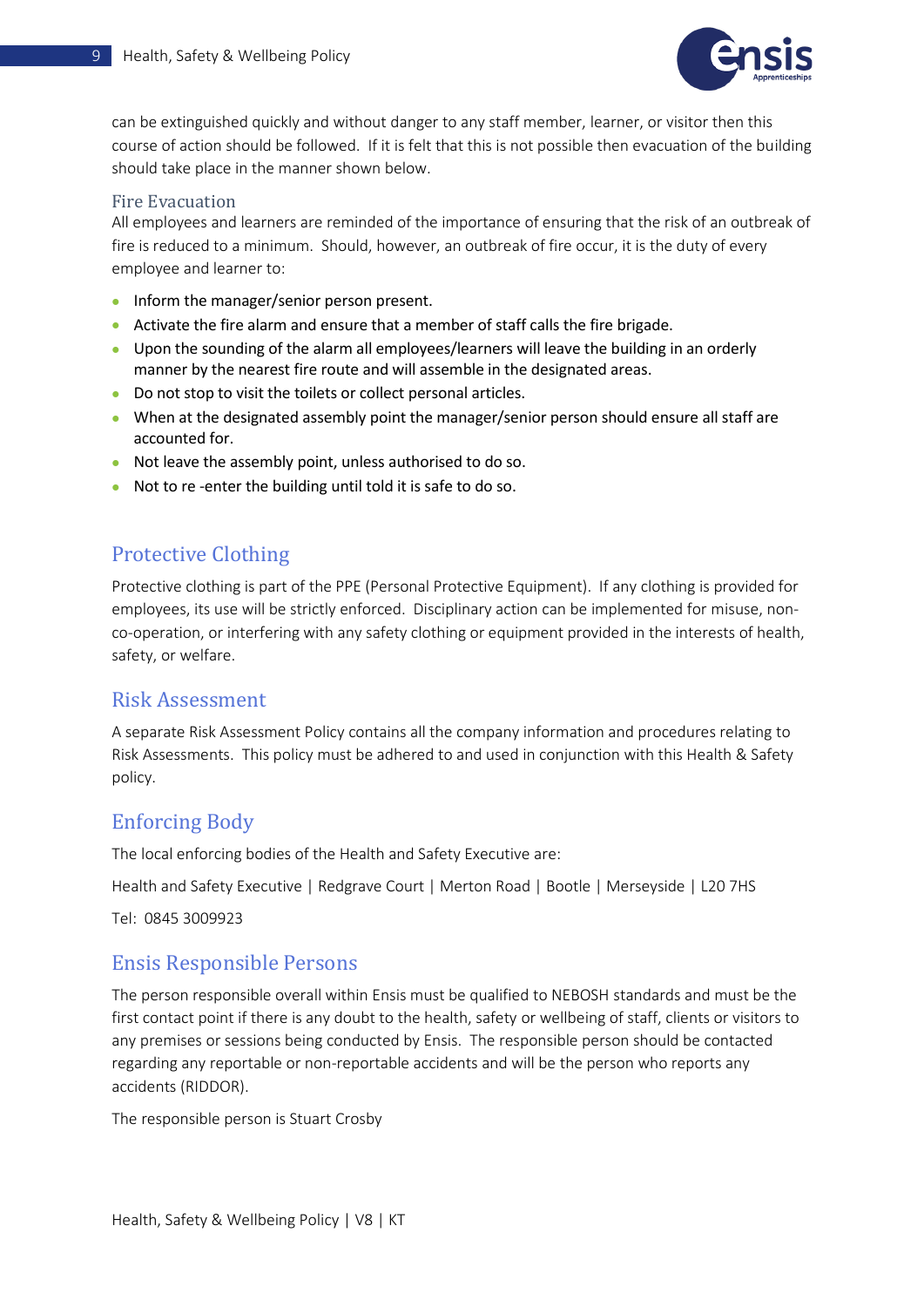can be extinguished quickly and without danger to any staff member, learner, or visitor then this course of action should be followed. If it is felt that this is not possible then evacuation of the building should take place in the manner shown below.

### Fire Evacuation

All employees and learners are reminded of the importance of ensuring that the risk of an outbreak of fire is reduced to a minimum. Should, however, an outbreak of fire occur, it is the duty of every employee and learner to:

- Inform the manager/senior person present.
- Activate the fire alarm and ensure that a member of staff calls the fire brigade.
- Upon the sounding of the alarm all employees/learners will leave the building in an orderly manner by the nearest fire route and will assemble in the designated areas.
- Do not stop to visit the toilets or collect personal articles.
- When at the designated assembly point the manager/senior person should ensure all staff are accounted for.
- Not leave the assembly point, unless authorised to do so.
- Not to re -enter the building until told it is safe to do so.

## Protective Clothing

Protective clothing is part of the PPE (Personal Protective Equipment). If any clothing is provided for employees, its use will be strictly enforced. Disciplinary action can be implemented for misuse, non-co-operation, or interfering with any safety clothing or equipment provided in the interests of health, safety, or welfare.

## Risk Assessment

A separate Risk Assessment Policy contains all the company information and procedures relating to Risk Assessments. This policy must be adhered to and used in conjunction with this Health & Safety policy.

## Enforcing Body

The local enforcing bodies of the Health and Safety Executive are:

Health and Safety Executive | Redgrave Court | Merton Road | Bootle | Merseyside | L20 7HS

Tel: 0845 3009923

## Ensis Responsible Persons

The person responsible overall within Ensis must be qualified to NEBOSH standards and must be the first contact point if there is any doubt to the health, safety or wellbeing of staff, clients or visitors to any premises or sessions being conducted by Ensis. The responsible person should be contacted regarding any reportable or non-reportable accidents and will be the person who reports any accidents (RIDDOR).

The responsible person is Stuart Crosby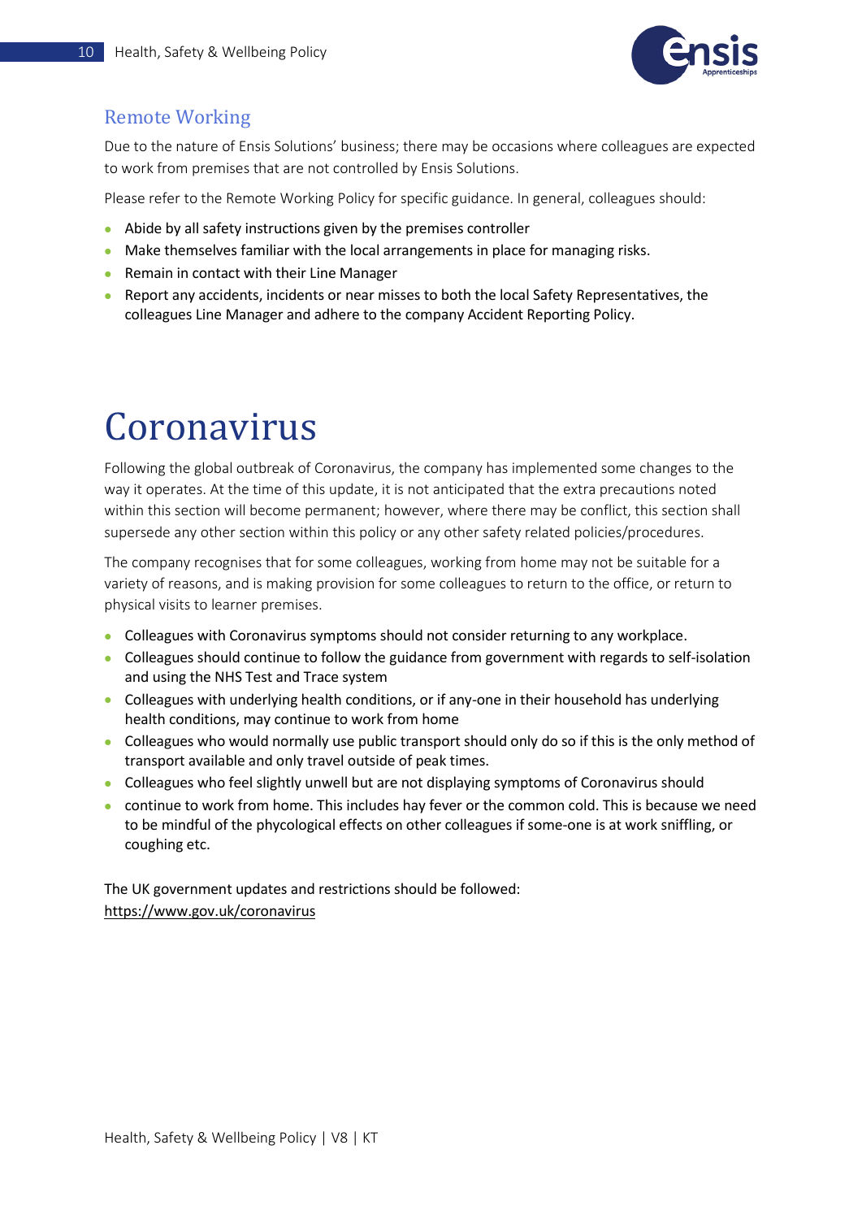## Remote Working

Due to the nature of Ensis Solutions' business; there may be occasions where colleagues are expected to work from premises that are not controlled by Ensis Solutions.

Please refer to the Remote Working Policy for specific guidance. In general, colleagues should:

- Abide by all safety instructions given by the premises controller
- Make themselves familiar with the local arrangements in place for managing risks.
- Remain in contact with their Line Manager
- Report any accidents, incidents or near misses to both the local Safety Representatives, the colleagues Line Manager and adhere to the company Accident Reporting Policy.

# Coronavirus

Following the global outbreak of Coronavirus, the company has implemented some changes to the way it operates. At the time of this update, it is not anticipated that the extra precautions noted within this section will become permanent; however, where there may be conflict, this section shall supersede any other section within this policy or any other safety related policies/procedures.

The company recognises that for some colleagues, working from home may not be suitable for a variety of reasons, and is making provision for some colleagues to return to the office, or return to physical visits to learner premises.

- Colleagues with Coronavirus symptoms should not consider returning to any workplace.
- Colleagues should continue to follow the guidance from government with regards to self-isolation and using the NHS Test and Trace system
- Colleagues with underlying health conditions, or if any-one in their household has underlying health conditions, may continue to work from home
- Colleagues who would normally use public transport should only do so if this is the only method of transport available and only travel outside of peak times.
- Colleagues who feel slightly unwell but are not displaying symptoms of Coronavirus should
- continue to work from home. This includes hay fever or the common cold. This is because we need to be mindful of the phycological effects on other colleagues if some-one is at work sniffling, or coughing etc.

The UK government updates and restrictions should be followed:
https://www.gov.uk/coronavirus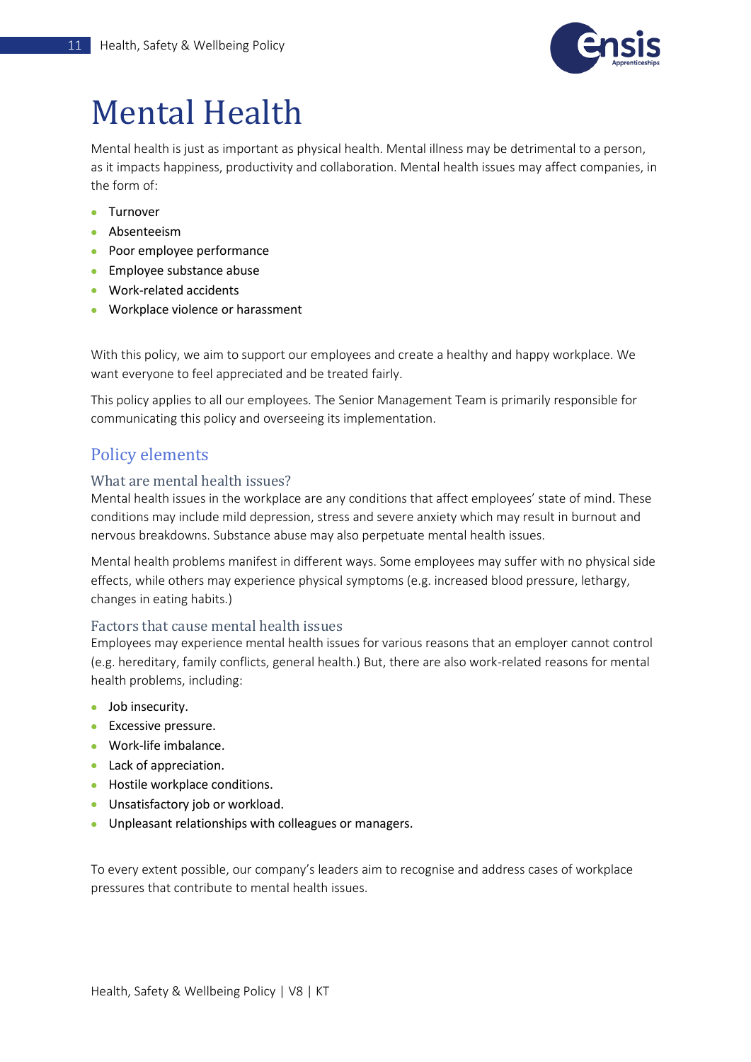# Mental Health

Mental health is just as important as physical health. Mental illness may be detrimental to a person, as it impacts happiness, productivity and collaboration. Mental health issues may affect companies, in the form of:

- Turnover
- Absenteeism
- Poor employee performance
- Employee substance abuse
- Work-related accidents
- Workplace violence or harassment

With this policy, we aim to support our employees and create a healthy and happy workplace. We want everyone to feel appreciated and be treated fairly.

This policy applies to all our employees. The Senior Management Team is primarily responsible for communicating this policy and overseeing its implementation.

## Policy elements

### What are mental health issues?

Mental health issues in the workplace are any conditions that affect employees' state of mind. These conditions may include mild depression, stress and severe anxiety which may result in burnout and nervous breakdowns. Substance abuse may also perpetuate mental health issues.

Mental health problems manifest in different ways. Some employees may suffer with no physical side effects, while others may experience physical symptoms (e.g. increased blood pressure, lethargy, changes in eating habits.)

### Factors that cause mental health issues

Employees may experience mental health issues for various reasons that an employer cannot control (e.g. hereditary, family conflicts, general health.) But, there are also work-related reasons for mental health problems, including:

- Job insecurity.
- Excessive pressure.
- Work-life imbalance.
- Lack of appreciation.
- Hostile workplace conditions.
- Unsatisfactory job or workload.
- Unpleasant relationships with colleagues or managers.

To every extent possible, our company's leaders aim to recognise and address cases of workplace pressures that contribute to mental health issues.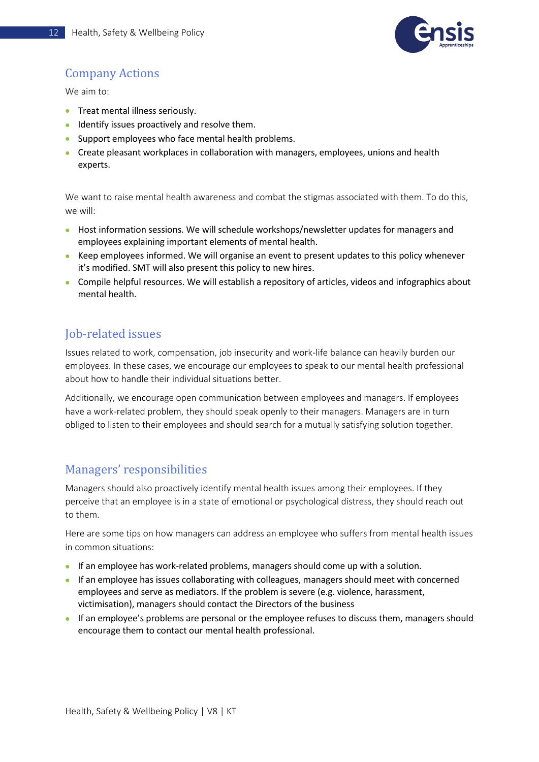## Company Actions

We aim to:

- Treat mental illness seriously.
- Identify issues proactively and resolve them.
- Support employees who face mental health problems.
- Create pleasant workplaces in collaboration with managers, employees, unions and health experts.

We want to raise mental health awareness and combat the stigmas associated with them. To do this, we will:

- Host information sessions. We will schedule workshops/newsletter updates for managers and employees explaining important elements of mental health.
- Keep employees informed. We will organise an event to present updates to this policy whenever it's modified. SMT will also present this policy to new hires.
- Compile helpful resources. We will establish a repository of articles, videos and infographics about mental health.

## Job-related issues

Issues related to work, compensation, job insecurity and work-life balance can heavily burden our employees. In these cases, we encourage our employees to speak to our mental health professional about how to handle their individual situations better.

Additionally, we encourage open communication between employees and managers. If employees have a work-related problem, they should speak openly to their managers. Managers are in turn obliged to listen to their employees and should search for a mutually satisfying solution together.

## Managers' responsibilities

Managers should also proactively identify mental health issues among their employees. If they perceive that an employee is in a state of emotional or psychological distress, they should reach out to them.

Here are some tips on how managers can address an employee who suffers from mental health issues in common situations:

- If an employee has work-related problems, managers should come up with a solution.
- If an employee has issues collaborating with colleagues, managers should meet with concerned employees and serve as mediators. If the problem is severe (e.g. violence, harassment, victimisation), managers should contact the Directors of the business
- If an employee's problems are personal or the employee refuses to discuss them, managers should encourage them to contact our mental health professional.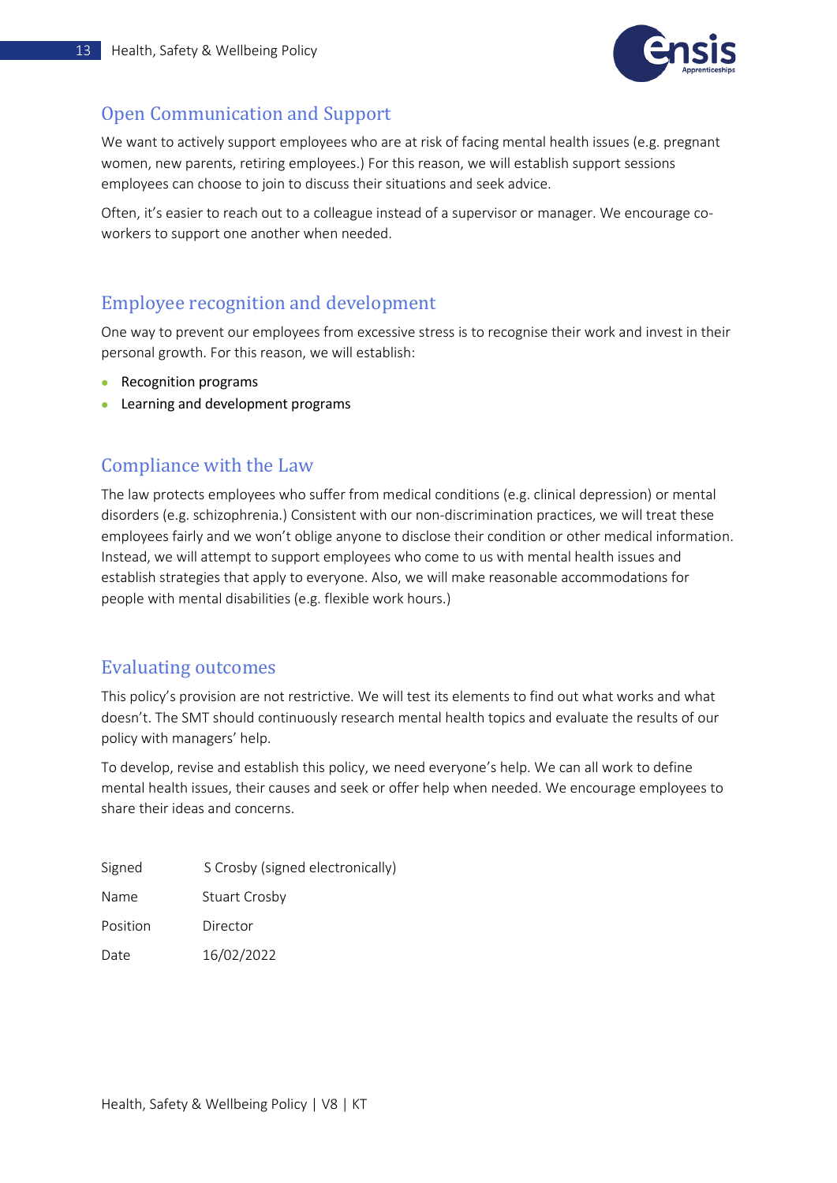## Open Communication and Support

We want to actively support employees who are at risk of facing mental health issues (e.g. pregnant women, new parents, retiring employees.) For this reason, we will establish support sessions employees can choose to join to discuss their situations and seek advice.

Often, it's easier to reach out to a colleague instead of a supervisor or manager. We encourage co-workers to support one another when needed.

## Employee recognition and development

One way to prevent our employees from excessive stress is to recognise their work and invest in their personal growth. For this reason, we will establish:

- Recognition programs
- Learning and development programs

## Compliance with the Law

The law protects employees who suffer from medical conditions (e.g. clinical depression) or mental disorders (e.g. schizophrenia.) Consistent with our non-discrimination practices, we will treat these employees fairly and we won't oblige anyone to disclose their condition or other medical information. Instead, we will attempt to support employees who come to us with mental health issues and establish strategies that apply to everyone. Also, we will make reasonable accommodations for people with mental disabilities (e.g. flexible work hours.)

## Evaluating outcomes

This policy's provision are not restrictive. We will test its elements to find out what works and what doesn't. The SMT should continuously research mental health topics and evaluate the results of our policy with managers' help.

To develop, revise and establish this policy, we need everyone's help. We can all work to define mental health issues, their causes and seek or offer help when needed. We encourage employees to share their ideas and concerns.

| | |
|---|---|
| Signed | S Crosby (signed electronically) |
| Name | Stuart Crosby |
| Position | Director |
| Date | 16/02/2022 |